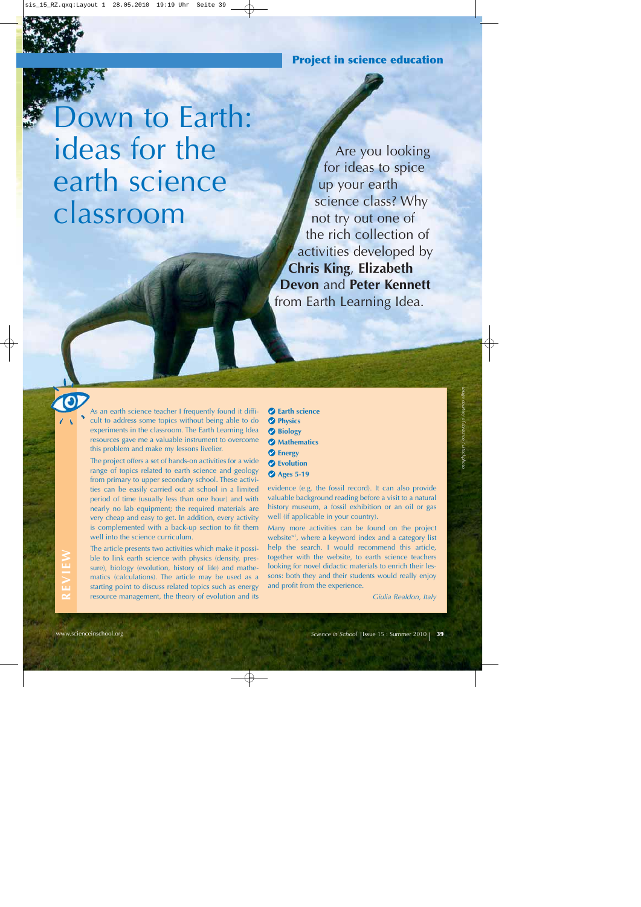Project in science education

# Down to Earth: ideas for the earth science classroom

Are you looking for ideas to spice up your earth science class? Why not try out one of the rich collection of activities developed by **Chris King**, **Elizabeth Devon** and **Peter Kennett** from Earth Learning Idea.

Image courtesy of skvalval / iStockphoto

REVIEW

- Earth science
- Physics
- Biology
- Mathematics
- Energy
- Evolution
- Ages 5-19

As an earth science teacher I frequently found it difficult to address some topics without being able to do experiments in the classroom. The Earth Learning Idea resources gave me a valuable instrument to overcome this problem and make my lessons livelier.

The project offers a set of hands-on activities for a wide range of topics related to earth science and geology from primary to upper secondary school. These activities can be easily carried out at school in a limited period of time (usually less than one hour) and with nearly no lab equipment; the required materials are very cheap and easy to get. In addition, every activity is complemented with a back-up section to fit them well into the science curriculum.

The article presents two activities which make it possible to link earth science with physics (density, pressure), biology (evolution, history of life) and mathematics (calculations). The article may be used as a starting point to discuss related topics such as energy resource management, the theory of evolution and its evidence (e.g. the fossil record). It can also provide valuable background reading before a visit to a natural history museum, a fossil exhibition or an oil or gas well (if applicable in your country).

Many more activities can be found on the project website[w1], where a keyword index and a category list help the search. I would recommend this article, together with the website, to earth science teachers looking for novel didactic materials to enrich their lessons: both they and their students would really enjoy and profit from the experience.

*Giulia Realdon, Italy*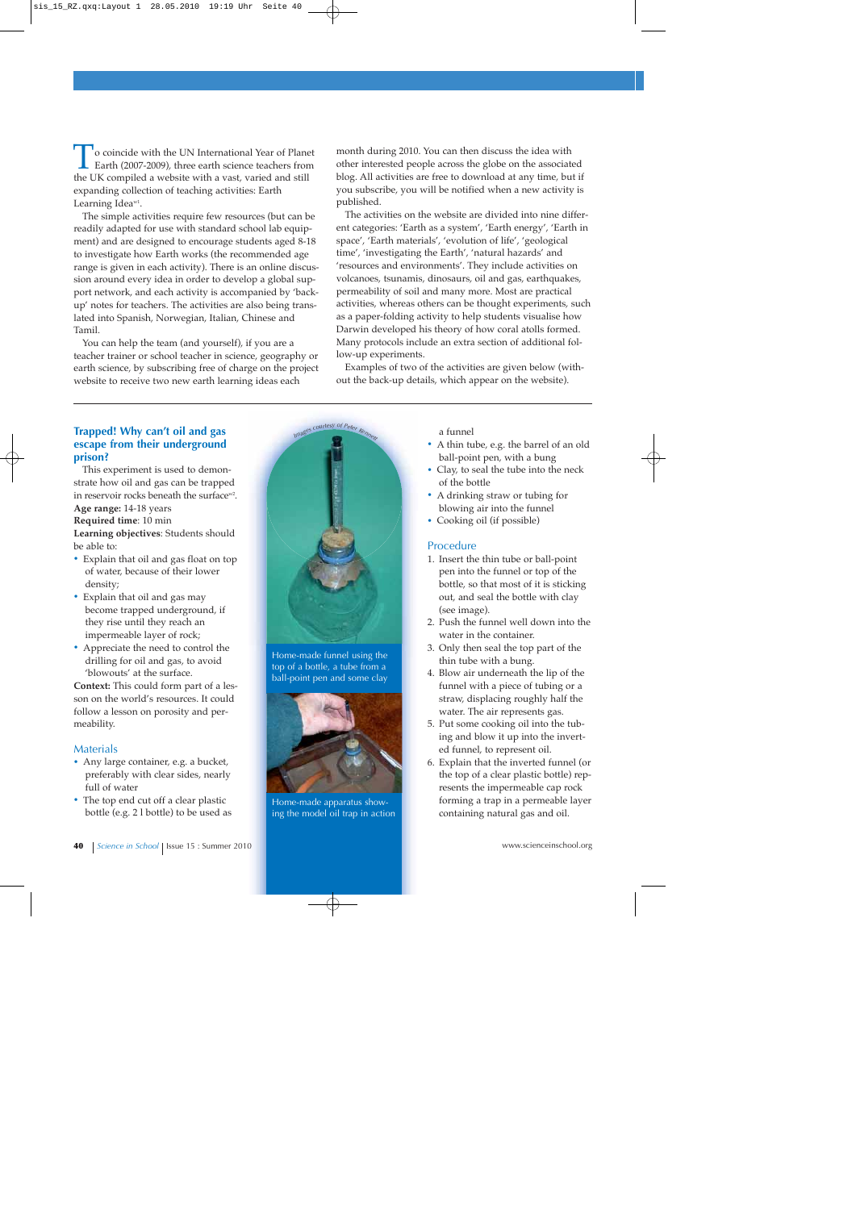To coincide with the UN International Year of Planet Earth (2007-2009), three earth science teachers from the UK compiled a website with a vast, varied and still expanding collection of teaching activities: Earth Learning Idea[w1].

The simple activities require few resources (but can be readily adapted for use with standard school lab equipment) and are designed to encourage students aged 8-18 to investigate how Earth works (the recommended age range is given in each activity). There is an online discussion around every idea in order to develop a global support network, and each activity is accompanied by 'back-up' notes for teachers. The activities are also being translated into Spanish, Norwegian, Italian, Chinese and Tamil.

You can help the team (and yourself), if you are a teacher trainer or school teacher in science, geography or earth science, by subscribing free of charge on the project website to receive two new earth learning ideas each month during 2010. You can then discuss the idea with other interested people across the globe on the associated blog. All activities are free to download at any time, but if you subscribe, you will be notified when a new activity is published.

The activities on the website are divided into nine different categories: 'Earth as a system', 'Earth energy', 'Earth in space', 'Earth materials', 'evolution of life', 'geological time', 'investigating the Earth', 'natural hazards' and 'resources and environments'. They include activities on volcanoes, tsunamis, dinosaurs, oil and gas, earthquakes, permeability of soil and many more. Most are practical activities, whereas others can be thought experiments, such as a paper-folding activity to help students visualise how Darwin developed his theory of how coral atolls formed. Many protocols include an extra section of additional follow-up experiments.

Examples of two of the activities are given below (without the back-up details, which appear on the website).

## Trapped! Why can't oil and gas escape from their underground prison?

This experiment is used to demonstrate how oil and gas can be trapped in reservoir rocks beneath the surface[w2].

**Age range:** 14-18 years

**Required time**: 10 min

**Learning objectives**: Students should be able to:

- Explain that oil and gas float on top of water, because of their lower density;
- Explain that oil and gas may become trapped underground, if they rise until they reach an impermeable layer of rock;
- Appreciate the need to control the drilling for oil and gas, to avoid 'blowouts' at the surface.

**Context:** This could form part of a lesson on the world's resources. It could follow a lesson on porosity and permeability.

Images courtesy of Peter Kennett

Home-made funnel using the top of a bottle, a tube from a ball-point pen and some clay

Home-made apparatus showing the model oil trap in action

### Materials

- Any large container, e.g. a bucket, preferably with clear sides, nearly full of water
- The top end cut off a clear plastic bottle (e.g. 2 l bottle) to be used as a funnel
- A thin tube, e.g. the barrel of an old ball-point pen, with a bung
- Clay, to seal the tube into the neck of the bottle
- A drinking straw or tubing for blowing air into the funnel
- Cooking oil (if possible)

### Procedure

1. Insert the thin tube or ball-point pen into the funnel or top of the bottle, so that most of it is sticking out, and seal the bottle with clay (see image).
2. Push the funnel well down into the water in the container.
3. Only then seal the top part of the thin tube with a bung.
4. Blow air underneath the lip of the funnel with a piece of tubing or a straw, displacing roughly half the water. The air represents gas.
5. Put some cooking oil into the tubing and blow it up into the inverted funnel, to represent oil.
6. Explain that the inverted funnel (or the top of a clear plastic bottle) represents the impermeable cap rock forming a trap in a permeable layer containing natural gas and oil.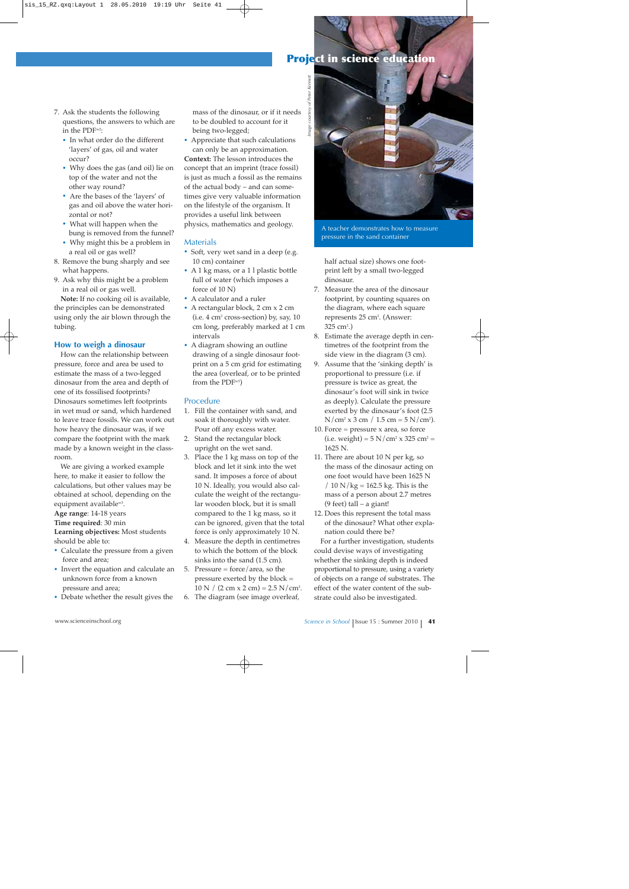7. Ask the students the following questions, the answers to which are in the PDF[w2]:
   - In what order do the different 'layers' of gas, oil and water occur?
   - Why does the gas (and oil) lie on top of the water and not the other way round?
   - Are the bases of the 'layers' of gas and oil above the water horizontal or not?
   - What will happen when the bung is removed from the funnel?
   - Why might this be a problem in a real oil or gas well?
8. Remove the bung sharply and see what happens.
9. Ask why this might be a problem in a real oil or gas well.

**Note:** If no cooking oil is available, the principles can be demonstrated using only the air blown through the tubing.

### How to weigh a dinosaur

How can the relationship between pressure, force and area be used to estimate the mass of a two-legged dinosaur from the area and depth of one of its fossilised footprints? Dinosaurs sometimes left footprints in wet mud or sand, which hardened to leave trace fossils. We can work out how heavy the dinosaur was, if we compare the footprint with the mark made by a known weight in the classroom.

We are giving a worked example here, to make it easier to follow the calculations, but other values may be obtained at school, depending on the equipment available[w3].

**Age range**: 14-18 years

**Time required**: 30 min

**Learning objectives:** Most students should be able to:

- Calculate the pressure from a given force and area;
- Invert the equation and calculate an unknown force from a known pressure and area;
- Debate whether the result gives the mass of the dinosaur, or if it needs to be doubled to account for it being two-legged;
- Appreciate that such calculations can only be an approximation.

**Context:** The lesson introduces the concept that an imprint (trace fossil) is just as much a fossil as the remains of the actual body – and can sometimes give very valuable information on the lifestyle of the organism. It provides a useful link between physics, mathematics and geology.

### Materials

- Soft, very wet sand in a deep (e.g. 10 cm) container
- A 1 kg mass, or a 1 l plastic bottle full of water (which imposes a force of 10 N)
- A calculator and a ruler
- A rectangular block, 2 cm x 2 cm (i.e. 4 $cm^2$ cross-section) by, say, 10 cm long, preferably marked at 1 cm intervals
- A diagram showing an outline drawing of a single dinosaur footprint on a 5 cm grid for estimating the area (overleaf, or to be printed from the PDF[w3])

### Procedure

1. Fill the container with sand, and soak it thoroughly with water. Pour off any excess water.
2. Stand the rectangular block upright on the wet sand.
3. Place the 1 kg mass on top of the block and let it sink into the wet sand. It imposes a force of about 10 N. Ideally, you would also calculate the weight of the rectangular wooden block, but it is small compared to the 1 kg mass, so it can be ignored, given that the total force is only approximately 10 N.
4. Measure the depth in centimetres to which the bottom of the block sinks into the sand (1.5 cm).
5. Pressure = force/area, so the pressure exerted by the block = 10 N / (2 cm x 2 cm) = 2.5 N/$cm^2$.
6. The diagram (see image overleaf, half actual size) shows one footprint left by a small two-legged dinosaur.
7. Measure the area of the dinosaur footprint, by counting squares on the diagram, where each square represents 25 $cm^2$. (Answer: 325 $cm^2$.)
8. Estimate the average depth in centimetres of the footprint from the side view in the diagram (3 cm).
9. Assume that the 'sinking depth' is proportional to pressure (i.e. if pressure is twice as great, the dinosaur's foot will sink in twice as deeply). Calculate the pressure exerted by the dinosaur's foot (2.5 N/$cm^2$ x 3 cm / 1.5 cm = 5 N/$cm^2$).
10. Force = pressure x area, so force (i.e. weight) = 5 N/$cm^2$ x 325 $cm^2$ = 1625 N.
11. There are about 10 N per kg, so the mass of the dinosaur acting on one foot would have been 1625 N / 10 N/kg = 162.5 kg. This is the mass of a person about 2.7 metres (9 feet) tall – a giant!
12. Does this represent the total mass of the dinosaur? What other explanation could there be?

For a further investigation, students could devise ways of investigating whether the sinking depth is indeed proportional to pressure, using a variety of objects on a range of substrates. The effect of the water content of the substrate could also be investigated.

A teacher demonstrates how to measure pressure in the sand container

*Image courtesy of Peter Kennett*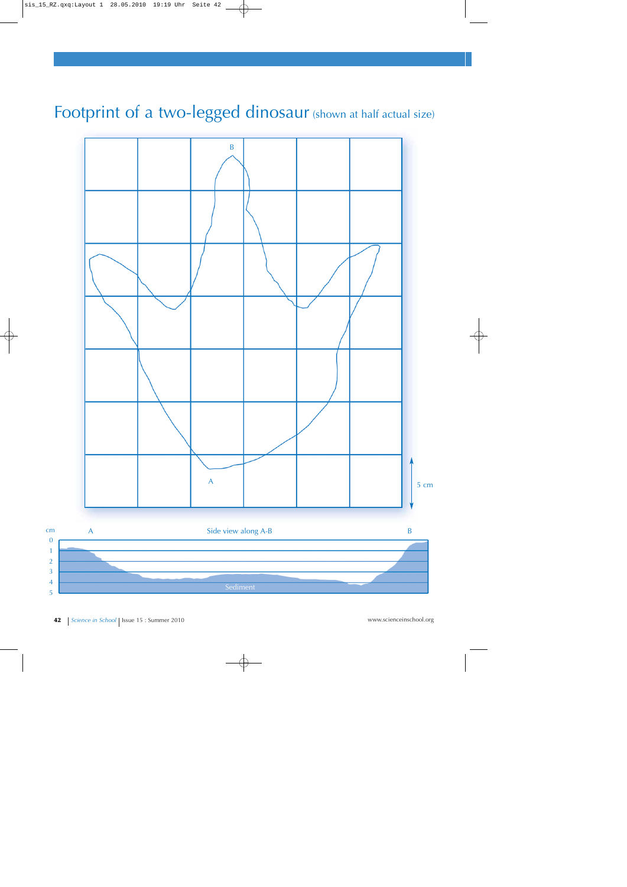# Footprint of a two-legged dinosaur (shown at half actual size)

B

A

5 cm

cm

0

1

2

3

4

5

A

Side view along A-B

B

Sediment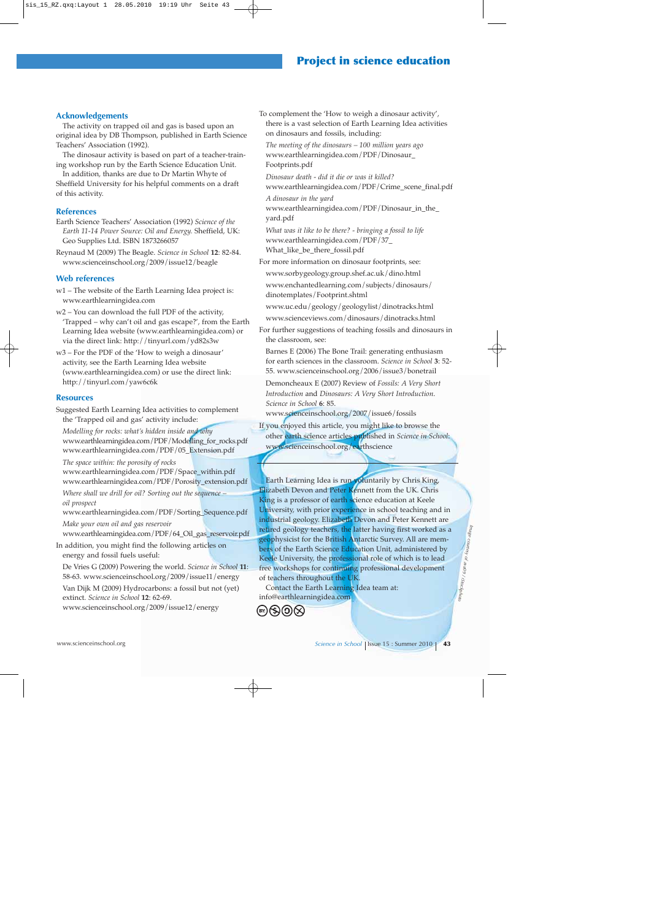## Acknowledgements

The activity on trapped oil and gas is based upon an original idea by DB Thompson, published in Earth Science Teachers' Association (1992).

The dinosaur activity is based on part of a teacher-training workshop run by the Earth Science Education Unit.

In addition, thanks are due to Dr Martin Whyte of Sheffield University for his helpful comments on a draft of this activity.

## References

Earth Science Teachers' Association (1992) *Science of the Earth 11-14 Power Source: Oil and Energy.* Sheffield, UK: Geo Supplies Ltd. ISBN 1873266057

Reynaud M (2009) The Beagle. *Science in School* **12**: 82-84. www.scienceinschool.org/2009/issue12/beagle

## Web references

w1 – The website of the Earth Learning Idea project is: www.earthlearningidea.com

w2 – You can download the full PDF of the activity, 'Trapped – why can't oil and gas escape?', from the Earth Learning Idea website (www.earthlearningidea.com) or via the direct link: http://tinyurl.com/yd82s3w

w3 – For the PDF of the 'How to weigh a dinosaur' activity, see the Earth Learning Idea website (www.earthlearningidea.com) or use the direct link: http://tinyurl.com/yaw6c6k

## Resources

Suggested Earth Learning Idea activities to complement the 'Trapped oil and gas' activity include:

*Modelling for rocks: what's hidden inside and why*
www.earthlearningidea.com/PDF/Modelling_for_rocks.pdf
www.earthlearningidea.com/PDF/05_Extension.pdf

*The space within: the porosity of rocks*
www.earthlearningidea.com/PDF/Space_within.pdf
www.earthlearningidea.com/PDF/Porosity_extension.pdf

*Where shall we drill for oil? Sorting out the sequence – oil prospect*
www.earthlearningidea.com/PDF/Sorting_Sequence.pdf

*Make your own oil and gas reservoir*
www.earthlearningidea.com/PDF/64_Oil_gas_reservoir.pdf

In addition, you might find the following articles on energy and fossil fuels useful:

De Vries G (2009) Powering the world. *Science in School* **11**: 58-63. www.scienceinschool.org/2009/issue11/energy

Van Dijk M (2009) Hydrocarbons: a fossil but not (yet) extinct. *Science in School* **12**: 62-69. www.scienceinschool.org/2009/issue12/energy

To complement the 'How to weigh a dinosaur activity', there is a vast selection of Earth Learning Idea activities on dinosaurs and fossils, including:

*The meeting of the dinosaurs – 100 million years ago*
www.earthlearningidea.com/PDF/Dinosaur_Footprints.pdf

*Dinosaur death - did it die or was it killed?*
www.earthlearningidea.com/PDF/Crime_scene_final.pdf

*A dinosaur in the yard*
www.earthlearningidea.com/PDF/Dinosaur_in_the_yard.pdf

*What was it like to be there? - bringing a fossil to life*
www.earthlearningidea.com/PDF/37_What_like_be_there_fossil.pdf

For more information on dinosaur footprints, see:

www.sorbygeology.group.shef.ac.uk/dino.html
www.enchantedlearning.com/subjects/dinosaurs/dinotemplates/Footprint.shtml
www.uc.edu/geology/geologylist/dinotracks.html
www.scienceviews.com/dinosaurs/dinotracks.html

For further suggestions of teaching fossils and dinosaurs in the classroom, see:

Barnes E (2006) The Bone Trail: generating enthusiasm for earth sciences in the classroom. *Science in School* **3**: 52-55. www.scienceinschool.org/2006/issue3/bonetrail

Demoncheaux E (2007) Review of *Fossils: A Very Short Introduction* and *Dinosaurs: A Very Short Introduction*. *Science in School* **6**: 85. www.scienceinschool.org/2007/issue6/fossils

If you enjoyed this article, you might like to browse the other earth science articles published in *Science in School*: www.scienceinschool.org/earthscience

---

Earth Learning Idea is run voluntarily by Chris King, Elizabeth Devon and Peter Kennett from the UK. Chris King is a professor of earth science education at Keele University, with prior experience in school teaching and in industrial geology. Elizabeth Devon and Peter Kennett are retired geology teachers, the latter having first worked as a geophysicist for the British Antarctic Survey. All are members of the Earth Science Education Unit, administered by Keele University, the professional role of which is to lead free workshops for continuing professional development of teachers throughout the UK.

Contact the Earth Learning Idea team at: info@earthlearningidea.com